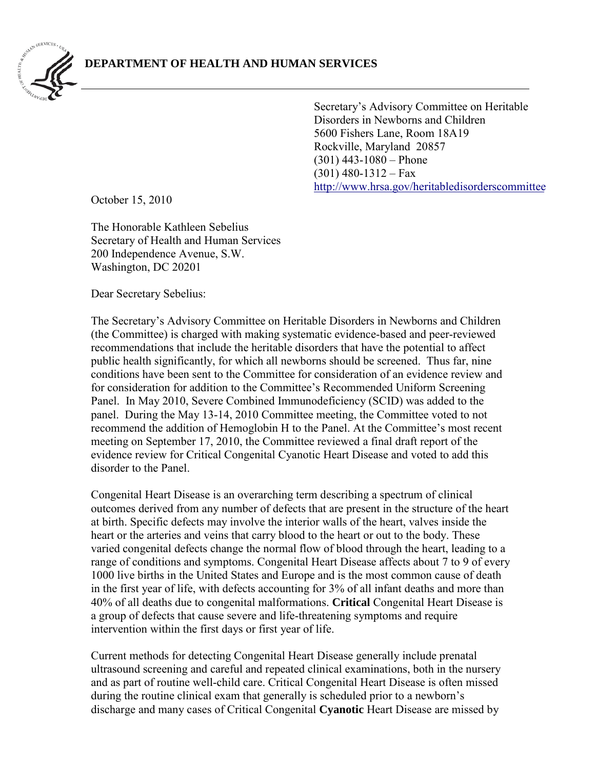**DEPARTMENT OF HEALTH AND HUMAN SERVICES**

Secretary's Advisory Committee on Heritable Disorders in Newborns and Children
5600 Fishers Lane, Room 18A19
Rockville, Maryland 20857
(301) 443-1080 – Phone
(301) 480-1312 – Fax
http://www.hrsa.gov/heritabledisorderscommittee

October 15, 2010

The Honorable Kathleen Sebelius
Secretary of Health and Human Services
200 Independence Avenue, S.W.
Washington, DC 20201

Dear Secretary Sebelius:

The Secretary's Advisory Committee on Heritable Disorders in Newborns and Children (the Committee) is charged with making systematic evidence-based and peer-reviewed recommendations that include the heritable disorders that have the potential to affect public health significantly, for which all newborns should be screened. Thus far, nine conditions have been sent to the Committee for consideration of an evidence review and for consideration for addition to the Committee's Recommended Uniform Screening Panel. In May 2010, Severe Combined Immunodeficiency (SCID) was added to the panel. During the May 13-14, 2010 Committee meeting, the Committee voted to not recommend the addition of Hemoglobin H to the Panel. At the Committee's most recent meeting on September 17, 2010, the Committee reviewed a final draft report of the evidence review for Critical Congenital Cyanotic Heart Disease and voted to add this disorder to the Panel.

Congenital Heart Disease is an overarching term describing a spectrum of clinical outcomes derived from any number of defects that are present in the structure of the heart at birth. Specific defects may involve the interior walls of the heart, valves inside the heart or the arteries and veins that carry blood to the heart or out to the body. These varied congenital defects change the normal flow of blood through the heart, leading to a range of conditions and symptoms. Congenital Heart Disease affects about 7 to 9 of every 1000 live births in the United States and Europe and is the most common cause of death in the first year of life, with defects accounting for 3% of all infant deaths and more than 40% of all deaths due to congenital malformations. **Critical** Congenital Heart Disease is a group of defects that cause severe and life-threatening symptoms and require intervention within the first days or first year of life.

Current methods for detecting Congenital Heart Disease generally include prenatal ultrasound screening and careful and repeated clinical examinations, both in the nursery and as part of routine well-child care. Critical Congenital Heart Disease is often missed during the routine clinical exam that generally is scheduled prior to a newborn's discharge and many cases of Critical Congenital **Cyanotic** Heart Disease are missed by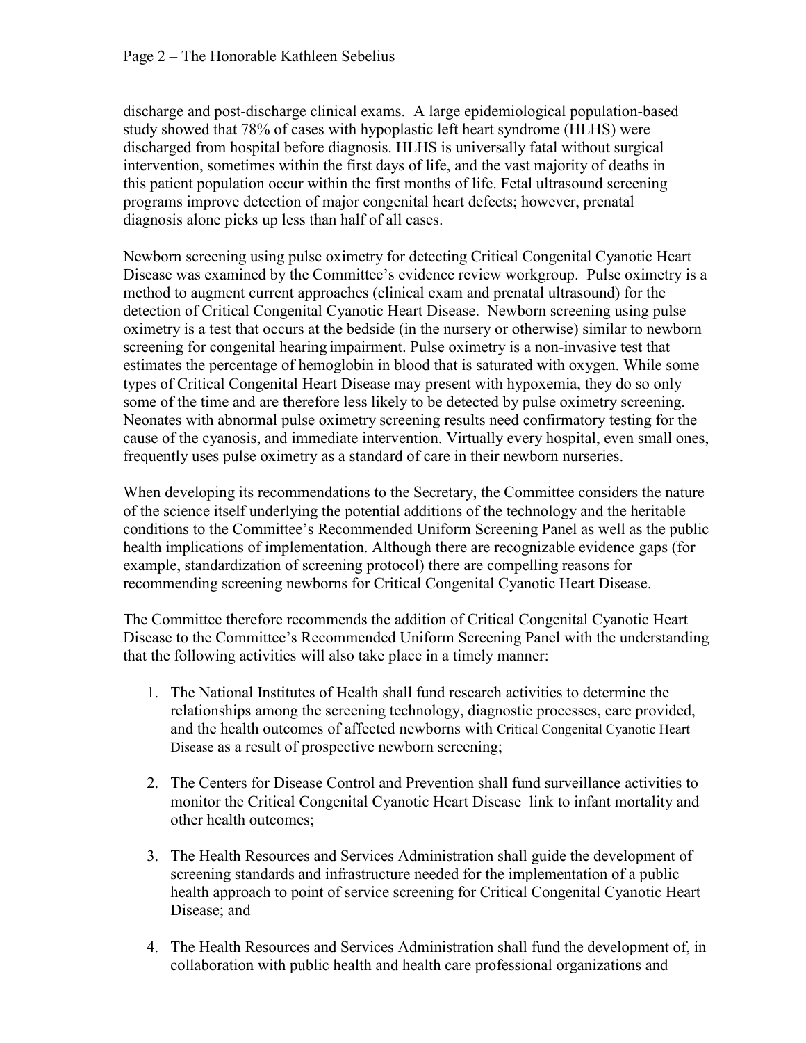discharge and post-discharge clinical exams. A large epidemiological population-based study showed that 78% of cases with hypoplastic left heart syndrome (HLHS) were discharged from hospital before diagnosis. HLHS is universally fatal without surgical intervention, sometimes within the first days of life, and the vast majority of deaths in this patient population occur within the first months of life. Fetal ultrasound screening programs improve detection of major congenital heart defects; however, prenatal diagnosis alone picks up less than half of all cases.

Newborn screening using pulse oximetry for detecting Critical Congenital Cyanotic Heart Disease was examined by the Committee's evidence review workgroup. Pulse oximetry is a method to augment current approaches (clinical exam and prenatal ultrasound) for the detection of Critical Congenital Cyanotic Heart Disease. Newborn screening using pulse oximetry is a test that occurs at the bedside (in the nursery or otherwise) similar to newborn screening for congenital hearing impairment. Pulse oximetry is a non-invasive test that estimates the percentage of hemoglobin in blood that is saturated with oxygen. While some types of Critical Congenital Heart Disease may present with hypoxemia, they do so only some of the time and are therefore less likely to be detected by pulse oximetry screening. Neonates with abnormal pulse oximetry screening results need confirmatory testing for the cause of the cyanosis, and immediate intervention. Virtually every hospital, even small ones, frequently uses pulse oximetry as a standard of care in their newborn nurseries.

When developing its recommendations to the Secretary, the Committee considers the nature of the science itself underlying the potential additions of the technology and the heritable conditions to the Committee's Recommended Uniform Screening Panel as well as the public health implications of implementation. Although there are recognizable evidence gaps (for example, standardization of screening protocol) there are compelling reasons for recommending screening newborns for Critical Congenital Cyanotic Heart Disease.

The Committee therefore recommends the addition of Critical Congenital Cyanotic Heart Disease to the Committee's Recommended Uniform Screening Panel with the understanding that the following activities will also take place in a timely manner:

1. The National Institutes of Health shall fund research activities to determine the relationships among the screening technology, diagnostic processes, care provided, and the health outcomes of affected newborns with Critical Congenital Cyanotic Heart Disease as a result of prospective newborn screening;

2. The Centers for Disease Control and Prevention shall fund surveillance activities to monitor the Critical Congenital Cyanotic Heart Disease link to infant mortality and other health outcomes;

3. The Health Resources and Services Administration shall guide the development of screening standards and infrastructure needed for the implementation of a public health approach to point of service screening for Critical Congenital Cyanotic Heart Disease; and

4. The Health Resources and Services Administration shall fund the development of, in collaboration with public health and health care professional organizations and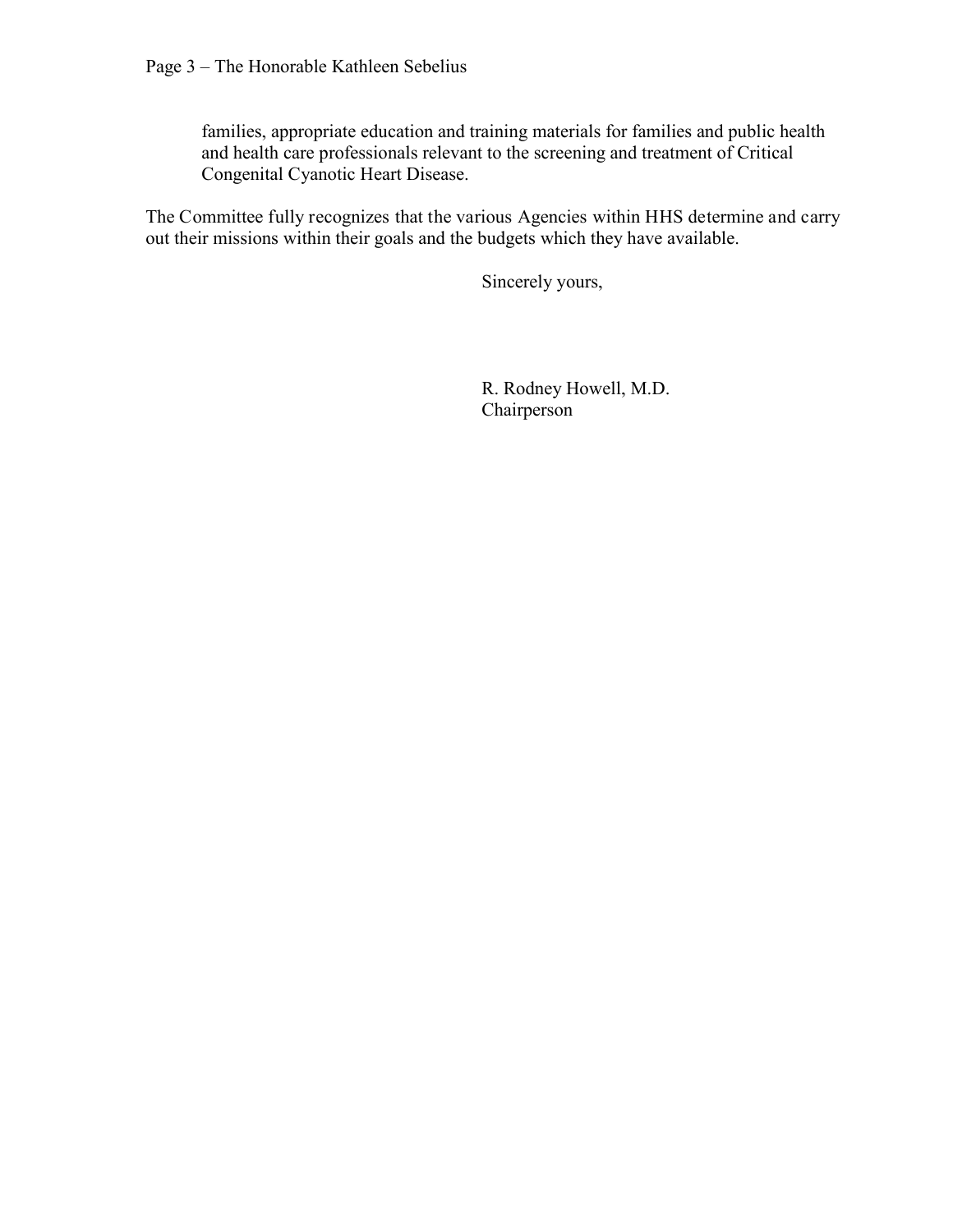families, appropriate education and training materials for families and public health and health care professionals relevant to the screening and treatment of Critical Congenital Cyanotic Heart Disease.

The Committee fully recognizes that the various Agencies within HHS determine and carry out their missions within their goals and the budgets which they have available.

Sincerely yours,

R. Rodney Howell, M.D.
Chairperson